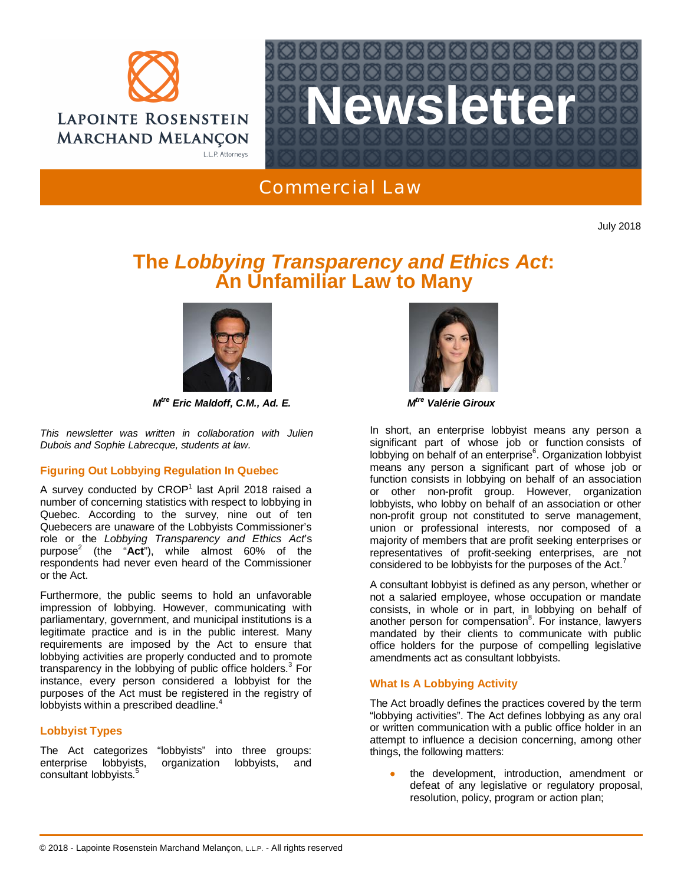# Newsletter

## Commercial Law

July 2018

# The *Lobbying Transparency and Ethics Act*: An Unfamiliar Law to Many

***Mtre Eric Maldoff, C.M., Ad. E.***

***Mtre Valérie Giroux***

*This newsletter was written in collaboration with Julien Dubois and Sophie Labrecque, students at law.*

### Figuring Out Lobbying Regulation In Quebec

A survey conducted by CROP[1] last April 2018 raised a number of concerning statistics with respect to lobbying in Quebec. According to the survey, nine out of ten Quebecers are unaware of the Lobbyists Commissioner's role or the *Lobbying Transparency and Ethics Act*'s purpose[2] (the "**Act**"), while almost 60% of the respondents had never even heard of the Commissioner or the Act.

Furthermore, the public seems to hold an unfavorable impression of lobbying. However, communicating with parliamentary, government, and municipal institutions is a legitimate practice and is in the public interest. Many requirements are imposed by the Act to ensure that lobbying activities are properly conducted and to promote transparency in the lobbying of public office holders.[3] For instance, every person considered a lobbyist for the purposes of the Act must be registered in the registry of lobbyists within a prescribed deadline.[4]

### Lobbyist Types

The Act categorizes "lobbyists" into three groups: enterprise lobbyists, organization lobbyists, and consultant lobbyists.[5]

In short, an enterprise lobbyist means any person a significant part of whose job or function consists of lobbying on behalf of an enterprise[6]. Organization lobbyist means any person a significant part of whose job or function consists in lobbying on behalf of an association or other non-profit group. However, organization lobbyists, who lobby on behalf of an association or other non-profit group not constituted to serve management, union or professional interests, nor composed of a majority of members that are profit seeking enterprises or representatives of profit-seeking enterprises, are not considered to be lobbyists for the purposes of the Act.[7]

A consultant lobbyist is defined as any person, whether or not a salaried employee, whose occupation or mandate consists, in whole or in part, in lobbying on behalf of another person for compensation[8]. For instance, lawyers mandated by their clients to communicate with public office holders for the purpose of compelling legislative amendments act as consultant lobbyists.

### What Is A Lobbying Activity

The Act broadly defines the practices covered by the term "lobbying activities". The Act defines lobbying as any oral or written communication with a public office holder in an attempt to influence a decision concerning, among other things, the following matters:

- the development, introduction, amendment or defeat of any legislative or regulatory proposal, resolution, policy, program or action plan;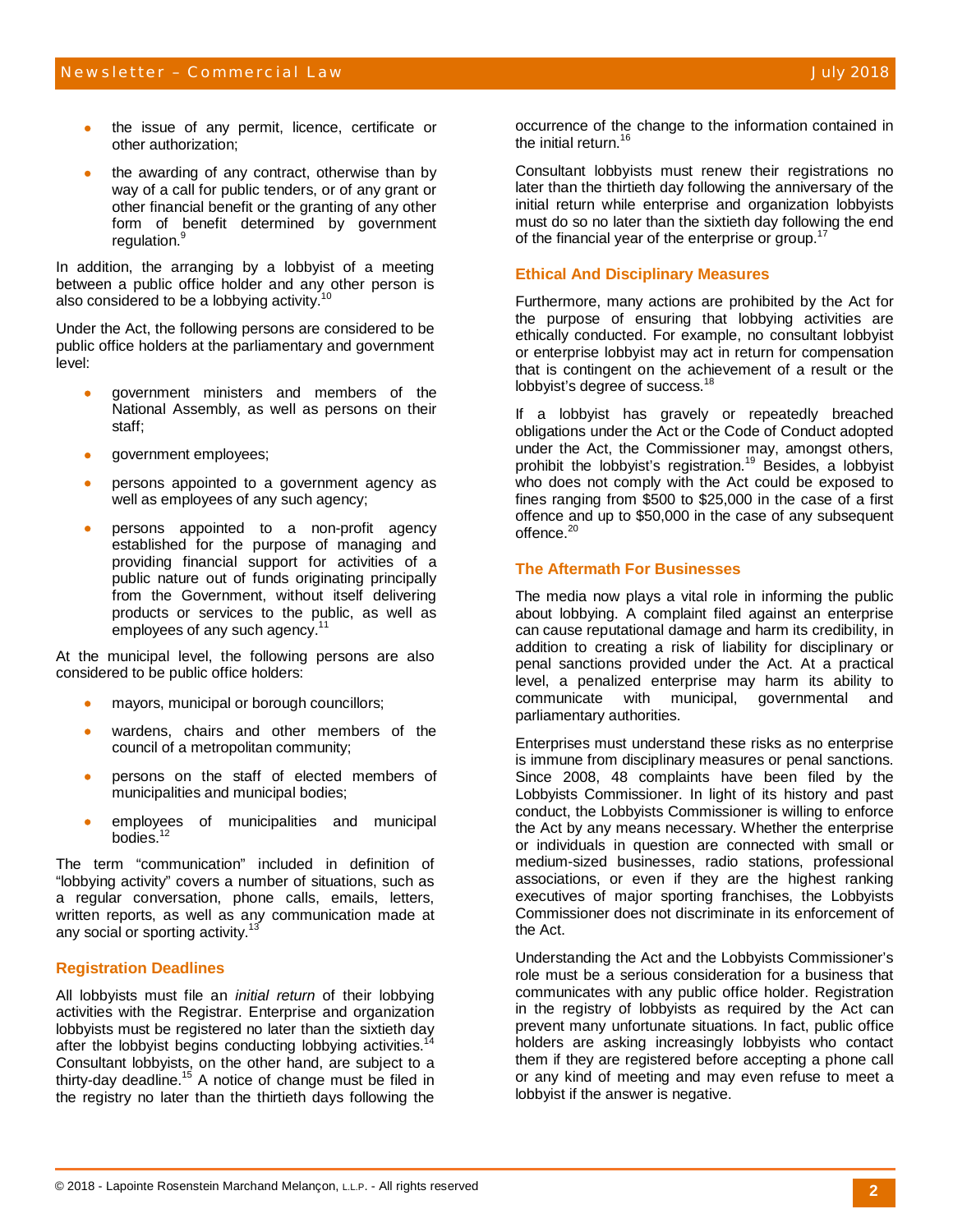- the issue of any permit, licence, certificate or other authorization;
- the awarding of any contract, otherwise than by way of a call for public tenders, or of any grant or other financial benefit or the granting of any other form of benefit determined by government regulation.[9]

In addition, the arranging by a lobbyist of a meeting between a public office holder and any other person is also considered to be a lobbying activity.[10]

Under the Act, the following persons are considered to be public office holders at the parliamentary and government level:

- government ministers and members of the National Assembly, as well as persons on their staff;
- government employees;
- persons appointed to a government agency as well as employees of any such agency;
- persons appointed to a non-profit agency established for the purpose of managing and providing financial support for activities of a public nature out of funds originating principally from the Government, without itself delivering products or services to the public, as well as employees of any such agency.[11]

At the municipal level, the following persons are also considered to be public office holders:

- mayors, municipal or borough councillors;
- wardens, chairs and other members of the council of a metropolitan community;
- persons on the staff of elected members of municipalities and municipal bodies;
- employees of municipalities and municipal bodies.[12]

The term "communication" included in definition of "lobbying activity" covers a number of situations, such as a regular conversation, phone calls, emails, letters, written reports, as well as any communication made at any social or sporting activity.[13]

## Registration Deadlines

All lobbyists must file an *initial return* of their lobbying activities with the Registrar. Enterprise and organization lobbyists must be registered no later than the sixtieth day after the lobbyist begins conducting lobbying activities.[14] Consultant lobbyists, on the other hand, are subject to a thirty-day deadline.[15] A notice of change must be filed in the registry no later than the thirtieth days following the occurrence of the change to the information contained in the initial return.[16]

Consultant lobbyists must renew their registrations no later than the thirtieth day following the anniversary of the initial return while enterprise and organization lobbyists must do so no later than the sixtieth day following the end of the financial year of the enterprise or group.[17]

## Ethical And Disciplinary Measures

Furthermore, many actions are prohibited by the Act for the purpose of ensuring that lobbying activities are ethically conducted. For example, no consultant lobbyist or enterprise lobbyist may act in return for compensation that is contingent on the achievement of a result or the lobbyist's degree of success.[18]

If a lobbyist has gravely or repeatedly breached obligations under the Act or the Code of Conduct adopted under the Act, the Commissioner may, amongst others, prohibit the lobbyist's registration.[19] Besides, a lobbyist who does not comply with the Act could be exposed to fines ranging from $500 to $25,000 in the case of a first offence and up to $50,000 in the case of any subsequent offence.[20]

## The Aftermath For Businesses

The media now plays a vital role in informing the public about lobbying. A complaint filed against an enterprise can cause reputational damage and harm its credibility, in addition to creating a risk of liability for disciplinary or penal sanctions provided under the Act. At a practical level, a penalized enterprise may harm its ability to communicate with municipal, governmental and parliamentary authorities.

Enterprises must understand these risks as no enterprise is immune from disciplinary measures or penal sanctions. Since 2008, 48 complaints have been filed by the Lobbyists Commissioner. In light of its history and past conduct, the Lobbyists Commissioner is willing to enforce the Act by any means necessary. Whether the enterprise or individuals in question are connected with small or medium-sized businesses, radio stations, professional associations, or even if they are the highest ranking executives of major sporting franchises, the Lobbyists Commissioner does not discriminate in its enforcement of the Act.

Understanding the Act and the Lobbyists Commissioner's role must be a serious consideration for a business that communicates with any public office holder. Registration in the registry of lobbyists as required by the Act can prevent many unfortunate situations. In fact, public office holders are asking increasingly lobbyists who contact them if they are registered before accepting a phone call or any kind of meeting and may even refuse to meet a lobbyist if the answer is negative.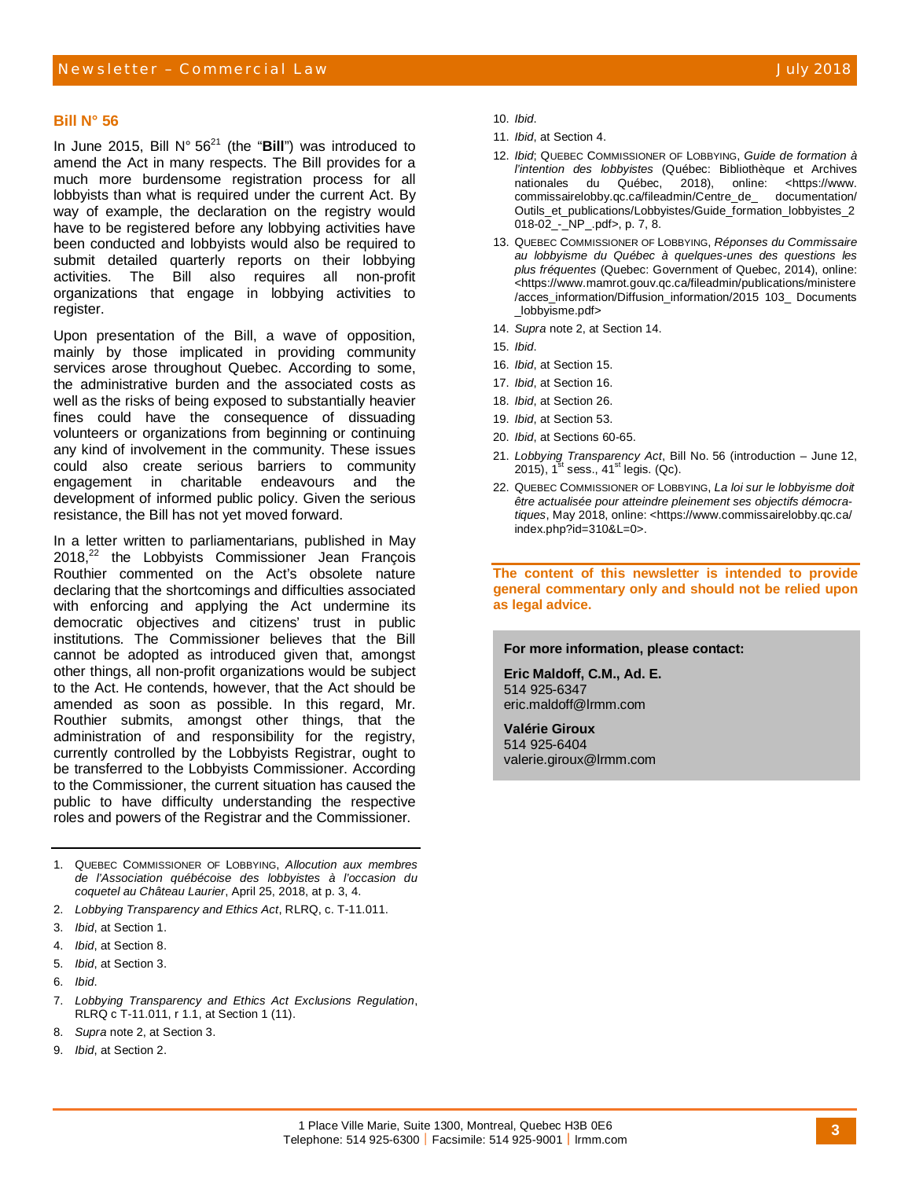### Bill N° 56

In June 2015, Bill N° 56[21] (the "**Bill**") was introduced to amend the Act in many respects. The Bill provides for a much more burdensome registration process for all lobbyists than what is required under the current Act. By way of example, the declaration on the registry would have to be registered before any lobbying activities have been conducted and lobbyists would also be required to submit detailed quarterly reports on their lobbying activities. The Bill also requires all non-profit organizations that engage in lobbying activities to register.

Upon presentation of the Bill, a wave of opposition, mainly by those implicated in providing community services arose throughout Quebec. According to some, the administrative burden and the associated costs as well as the risks of being exposed to substantially heavier fines could have the consequence of dissuading volunteers or organizations from beginning or continuing any kind of involvement in the community. These issues could also create serious barriers to community engagement in charitable endeavours and the development of informed public policy. Given the serious resistance, the Bill has not yet moved forward.

In a letter written to parliamentarians, published in May 2018,[22] the Lobbyists Commissioner Jean François Routhier commented on the Act's obsolete nature declaring that the shortcomings and difficulties associated with enforcing and applying the Act undermine its democratic objectives and citizens' trust in public institutions. The Commissioner believes that the Bill cannot be adopted as introduced given that, amongst other things, all non-profit organizations would be subject to the Act. He contends, however, that the Act should be amended as soon as possible. In this regard, Mr. Routhier submits, amongst other things, that the administration of and responsibility for the registry, currently controlled by the Lobbyists Registrar, ought to be transferred to the Lobbyists Commissioner. According to the Commissioner, the current situation has caused the public to have difficulty understanding the respective roles and powers of the Registrar and the Commissioner.

---

1. QUEBEC COMMISSIONER OF LOBBYING, *Allocution aux membres de l'Association québécoise des lobbyistes à l'occasion du coquetel au Château Laurier*, April 25, 2018, at p. 3, 4.
2. *Lobbying Transparency and Ethics Act*, RLRQ, c. T-11.011.
3. *Ibid*, at Section 1.
4. *Ibid*, at Section 8.
5. *Ibid*, at Section 3.
6. *Ibid*.
7. *Lobbying Transparency and Ethics Act Exclusions Regulation*, RLRQ c T-11.011, r 1.1, at Section 1 (11).
8. *Supra* note 2, at Section 3.
9. *Ibid*, at Section 2.
10. *Ibid*.
11. *Ibid*, at Section 4.
12. *Ibid*; QUEBEC COMMISSIONER OF LOBBYING, *Guide de formation à l'intention des lobbyistes* (Québec: Bibliothèque et Archives nationales du Québec, 2018), online: <https://www.commissairelobby.qc.ca/fileadmin/Centre_de_documentation/Outils_et_publications/Lobbyistes/Guide_formation_lobbyistes_2018-02_-_NP_.pdf>, p. 7, 8.
13. QUEBEC COMMISSIONER OF LOBBYING, *Réponses du Commissaire au lobbyisme du Québec à quelques-unes des questions les plus fréquentes* (Quebec: Government of Quebec, 2014), online: <https://www.mamrot.gouv.qc.ca/fileadmin/publications/ministere/acces_information/Diffusion_information/2015 103_ Documents _lobbyisme.pdf>
14. *Supra* note 2, at Section 14.
15. *Ibid*.
16. *Ibid*, at Section 15.
17. *Ibid*, at Section 16.
18. *Ibid*, at Section 26.
19. *Ibid*, at Section 53.
20. *Ibid*, at Sections 60-65.
21. *Lobbying Transparency Act*, Bill No. 56 (introduction – June 12, 2015), 1st sess., 41st legis. (Qc).
22. QUEBEC COMMISSIONER OF LOBBYING, *La loi sur le lobbyisme doit être actualisée pour atteindre pleinement ses objectifs démocratiques*, May 2018, online: <https://www.commissairelobby.qc.ca/index.php?id=310&L=0>.

**The content of this newsletter is intended to provide general commentary only and should not be relied upon as legal advice.**

**For more information, please contact:**

**Eric Maldoff, C.M., Ad. E.**
514 925-6347
eric.maldoff@lrmm.com

**Valérie Giroux**
514 925-6404
valerie.giroux@lrmm.com

1 Place Ville Marie, Suite 1300, Montreal, Quebec H3B 0E6
Telephone: 514 925-6300 | Facsimile: 514 925-9001 | lrmm.com